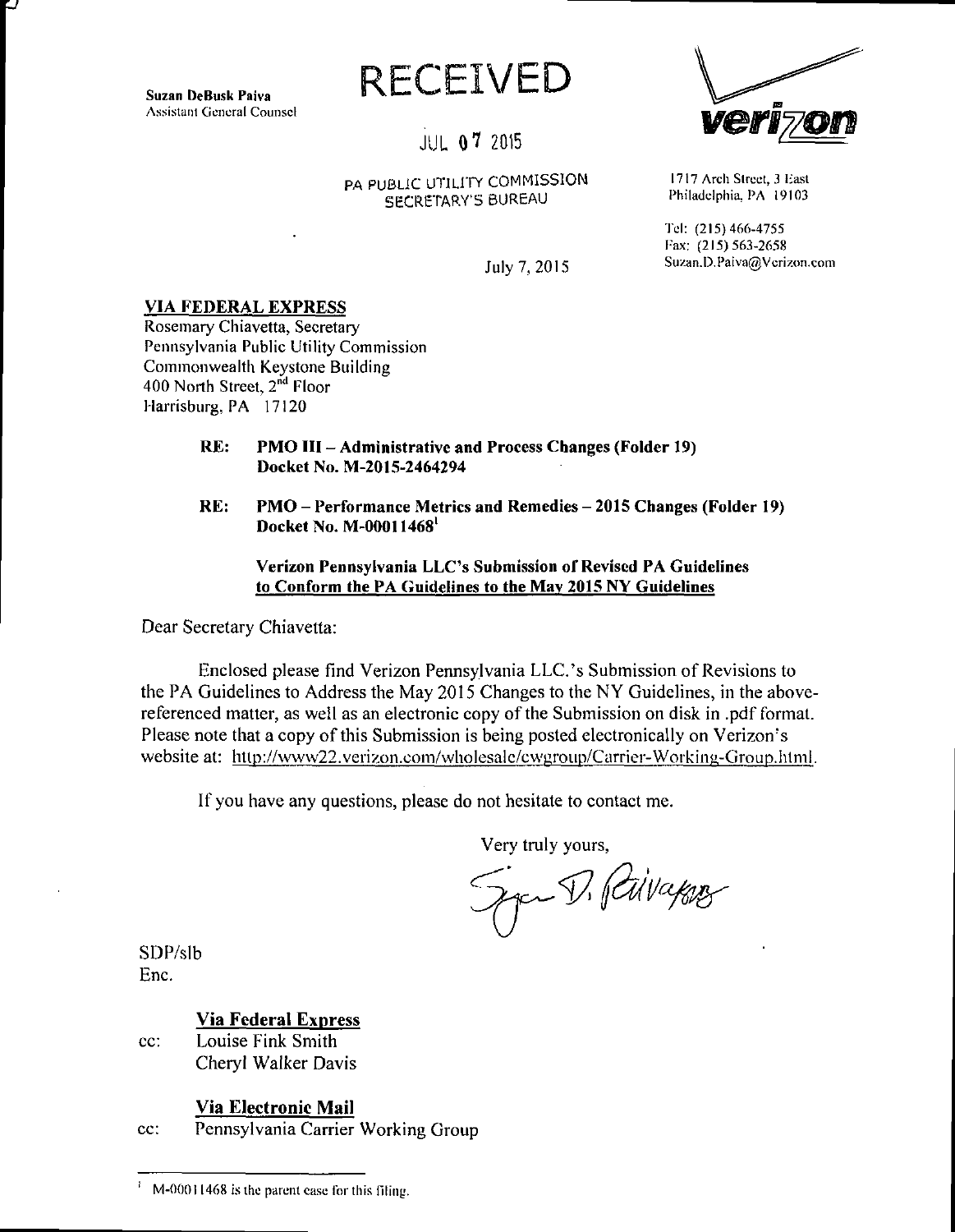**Suzan DeBusk Paiva**
Assistant General Counsel

RECEIVED

JUL 07 2015

PA PUBLIC UTILITY COMMISSION
SECRETARY'S BUREAU

verizon

1717 Arch Street, 3 East
Philadelphia, PA 19103

Tel: (215) 466-4755
Fax: (215) 563-2658
Suzan.D.Paiva@Verizon.com

July 7, 2015

**VIA FEDERAL EXPRESS**
Rosemary Chiavetta, Secretary
Pennsylvania Public Utility Commission
Commonwealth Keystone Building
400 North Street, 2nd Floor
Harrisburg, PA 17120

> **RE: PMO III – Administrative and Process Changes (Folder 19)**
> **Docket No. M-2015-2464294**
>
> **RE: PMO – Performance Metrics and Remedies – 2015 Changes (Folder 19)**
> **Docket No. M-00011468[1]**
>
> **Verizon Pennsylvania LLC's Submission of Revised PA Guidelines**
> **to Conform the PA Guidelines to the May 2015 NY Guidelines**

Dear Secretary Chiavetta:

Enclosed please find Verizon Pennsylvania LLC.'s Submission of Revisions to the PA Guidelines to Address the May 2015 Changes to the NY Guidelines, in the above-referenced matter, as well as an electronic copy of the Submission on disk in .pdf format. Please note that a copy of this Submission is being posted electronically on Verizon's website at: http://www22.verizon.com/wholesale/cwgroup/Carrier-Working-Group.html.

If you have any questions, please do not hesitate to contact me.

Very truly yours,

Suzan D. Paiva

SDP/slb
Enc.

**Via Federal Express**
cc: Louise Fink Smith
Cheryl Walker Davis

**Via Electronic Mail**
cc: Pennsylvania Carrier Working Group

---

[1] M-00011468 is the parent case for this filing.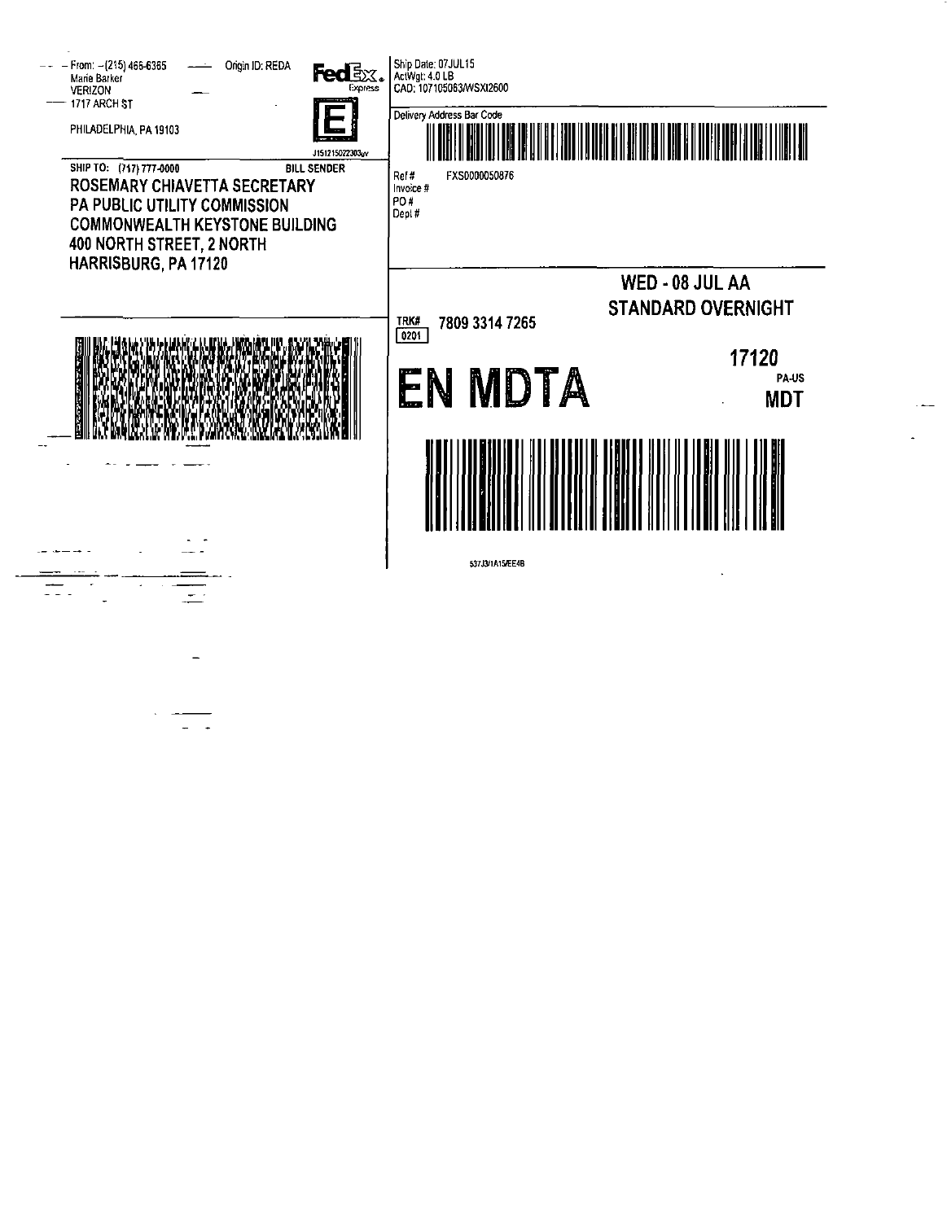From: (215) 466-6365
Marie Barker
VERIZON
1717 ARCH ST

PHILADELPHIA, PA 19103

Origin ID: REDA

FedEx Express

E

J151215022303uv

SHIP TO: (717) 777-0000 BILL SENDER

**ROSEMARY CHIAVETTA SECRETARY**
**PA PUBLIC UTILITY COMMISSION**
**COMMONWEALTH KEYSTONE BUILDING**
**400 NORTH STREET, 2 NORTH**
**HARRISBURG, PA 17120**

Ship Date: 07JUL15
ActWgt: 4.0 LB
CAD: 107105063/WSXI2600

Delivery Address Bar Code

Ref # FXS0000050876
Invoice #
PO #
Dept #

**WED - 08 JUL AA**
**STANDARD OVERNIGHT**

TRK# 7809 3314 7265
0201

**17120**
PA-US

# EN MDTA

**MDT**

537J3/1A15/EE4B